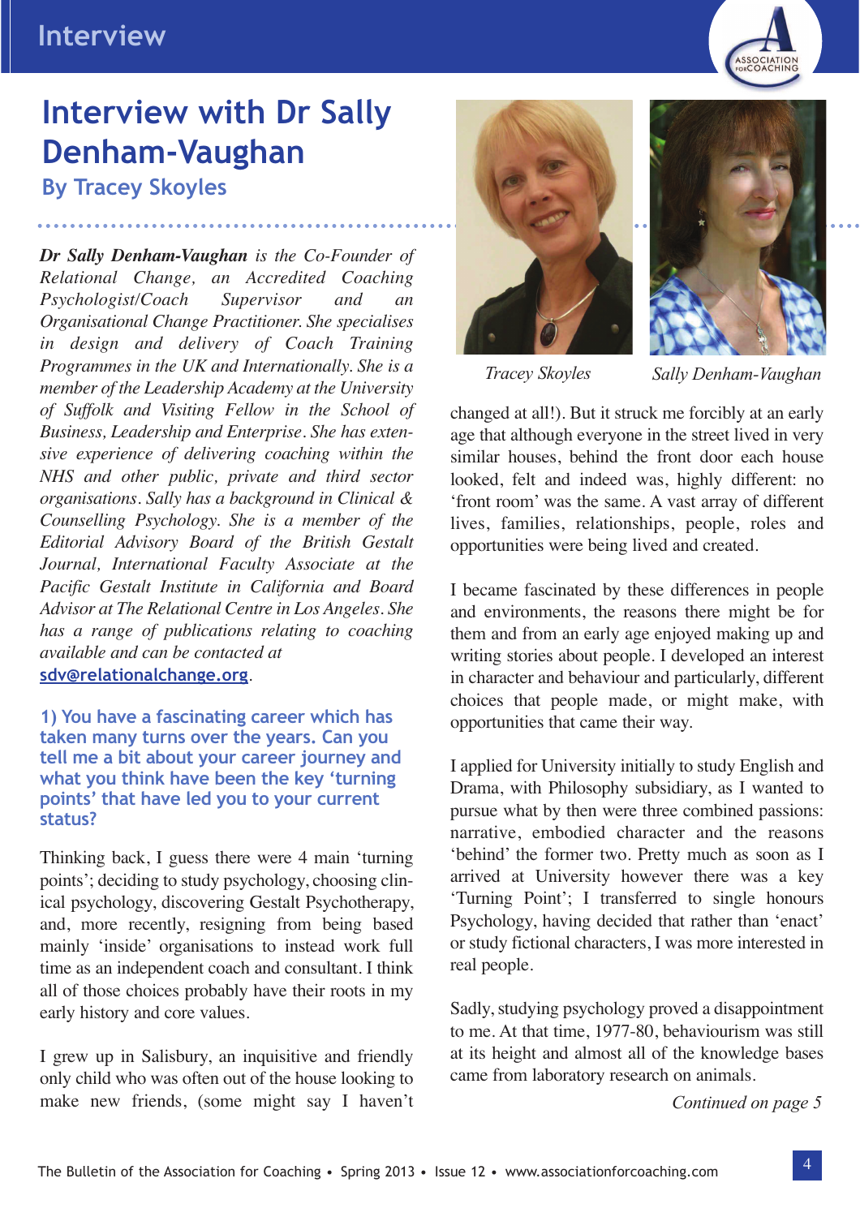# Interview with Dr Sally Denham-Vaughan

## By Tracey Skoyles

Tracey Skoyles

Sally Denham-Vaughan

***Dr Sally Denham-Vaughan*** *is the Co-Founder of Relational Change, an Accredited Coaching Psychologist/Coach Supervisor and an Organisational Change Practitioner. She specialises in design and delivery of Coach Training Programmes in the UK and Internationally. She is a member of the Leadership Academy at the University of Suffolk and Visiting Fellow in the School of Business, Leadership and Enterprise. She has extensive experience of delivering coaching within the NHS and other public, private and third sector organisations. Sally has a background in Clinical & Counselling Psychology. She is a member of the Editorial Advisory Board of the British Gestalt Journal, International Faculty Associate at the Pacific Gestalt Institute in California and Board Advisor at The Relational Centre in Los Angeles. She has a range of publications relating to coaching available and can be contacted at* **sdv@relationalchange.org**.

### 1) You have a fascinating career which has taken many turns over the years. Can you tell me a bit about your career journey and what you think have been the key 'turning points' that have led you to your current status?

Thinking back, I guess there were 4 main 'turning points'; deciding to study psychology, choosing clinical psychology, discovering Gestalt Psychotherapy, and, more recently, resigning from being based mainly 'inside' organisations to instead work full time as an independent coach and consultant. I think all of those choices probably have their roots in my early history and core values.

I grew up in Salisbury, an inquisitive and friendly only child who was often out of the house looking to make new friends, (some might say I haven't changed at all!). But it struck me forcibly at an early age that although everyone in the street lived in very similar houses, behind the front door each house looked, felt and indeed was, highly different: no 'front room' was the same. A vast array of different lives, families, relationships, people, roles and opportunities were being lived and created.

I became fascinated by these differences in people and environments, the reasons there might be for them and from an early age enjoyed making up and writing stories about people. I developed an interest in character and behaviour and particularly, different choices that people made, or might make, with opportunities that came their way.

I applied for University initially to study English and Drama, with Philosophy subsidiary, as I wanted to pursue what by then were three combined passions: narrative, embodied character and the reasons 'behind' the former two. Pretty much as soon as I arrived at University however there was a key 'Turning Point'; I transferred to single honours Psychology, having decided that rather than 'enact' or study fictional characters, I was more interested in real people.

Sadly, studying psychology proved a disappointment to me. At that time, 1977-80, behaviourism was still at its height and almost all of the knowledge bases came from laboratory research on animals.

*Continued on page 5*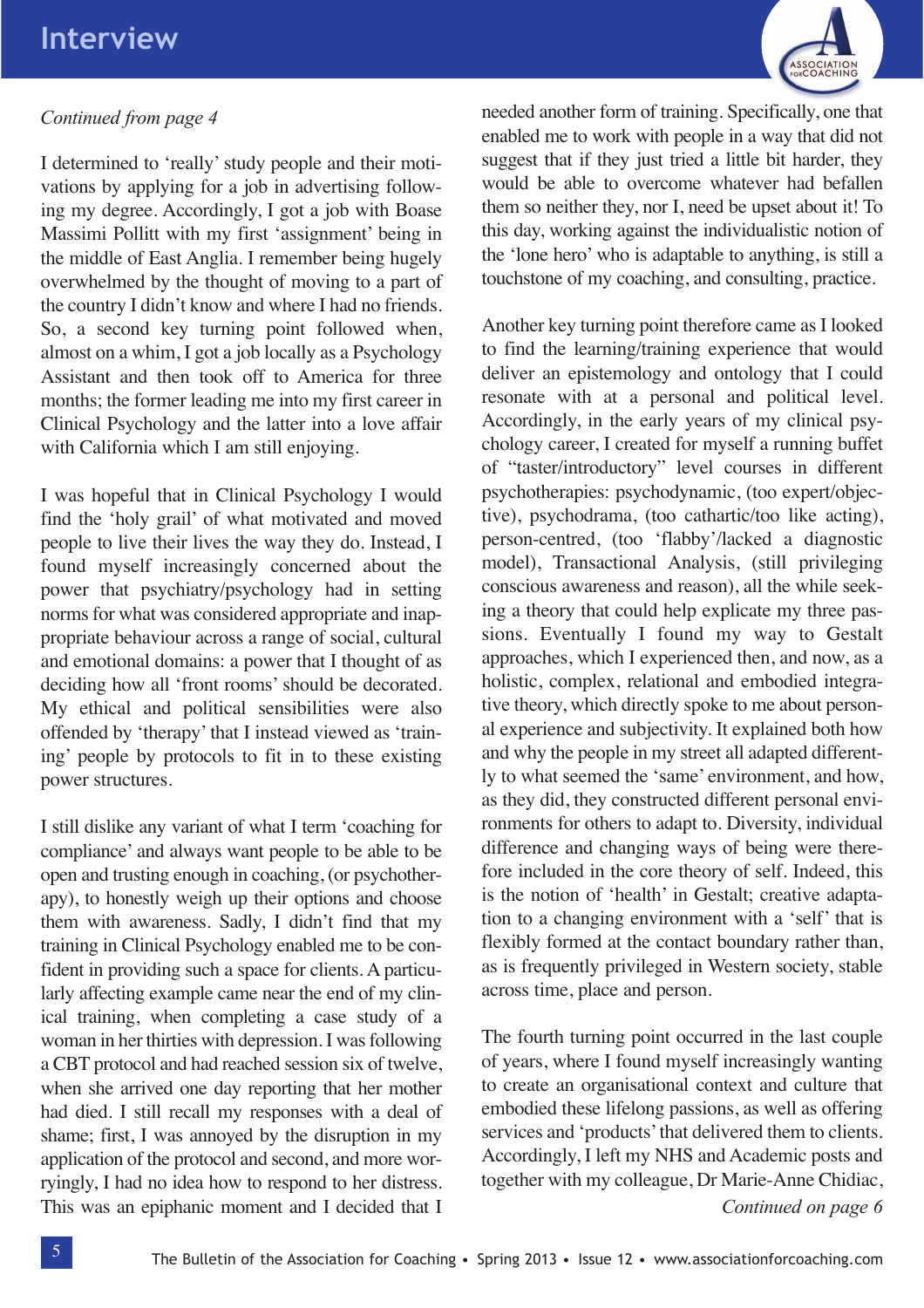# Interview

*Continued from page 4*

I determined to 'really' study people and their motivations by applying for a job in advertising following my degree. Accordingly, I got a job with Boase Massimi Pollitt with my first 'assignment' being in the middle of East Anglia. I remember being hugely overwhelmed by the thought of moving to a part of the country I didn't know and where I had no friends. So, a second key turning point followed when, almost on a whim, I got a job locally as a Psychology Assistant and then took off to America for three months; the former leading me into my first career in Clinical Psychology and the latter into a love affair with California which I am still enjoying.

I was hopeful that in Clinical Psychology I would find the 'holy grail' of what motivated and moved people to live their lives the way they do. Instead, I found myself increasingly concerned about the power that psychiatry/psychology had in setting norms for what was considered appropriate and inappropriate behaviour across a range of social, cultural and emotional domains: a power that I thought of as deciding how all 'front rooms' should be decorated. My ethical and political sensibilities were also offended by 'therapy' that I instead viewed as 'training' people by protocols to fit in to these existing power structures.

I still dislike any variant of what I term 'coaching for compliance' and always want people to be able to be open and trusting enough in coaching, (or psychotherapy), to honestly weigh up their options and choose them with awareness. Sadly, I didn't find that my training in Clinical Psychology enabled me to be confident in providing such a space for clients. A particularly affecting example came near the end of my clinical training, when completing a case study of a woman in her thirties with depression. I was following a CBT protocol and had reached session six of twelve, when she arrived one day reporting that her mother had died. I still recall my responses with a deal of shame; first, I was annoyed by the disruption in my application of the protocol and second, and more worryingly, I had no idea how to respond to her distress. This was an epiphanic moment and I decided that I needed another form of training. Specifically, one that enabled me to work with people in a way that did not suggest that if they just tried a little bit harder, they would be able to overcome whatever had befallen them so neither they, nor I, need be upset about it! To this day, working against the individualistic notion of the 'lone hero' who is adaptable to anything, is still a touchstone of my coaching, and consulting, practice.

Another key turning point therefore came as I looked to find the learning/training experience that would deliver an epistemology and ontology that I could resonate with at a personal and political level. Accordingly, in the early years of my clinical psychology career, I created for myself a running buffet of "taster/introductory" level courses in different psychotherapies: psychodynamic, (too expert/objective), psychodrama, (too cathartic/too like acting), person-centred, (too 'flabby'/lacked a diagnostic model), Transactional Analysis, (still privileging conscious awareness and reason), all the while seeking a theory that could help explicate my three passions. Eventually I found my way to Gestalt approaches, which I experienced then, and now, as a holistic, complex, relational and embodied integrative theory, which directly spoke to me about personal experience and subjectivity. It explained both how and why the people in my street all adapted differently to what seemed the 'same' environment, and how, as they did, they constructed different personal environments for others to adapt to. Diversity, individual difference and changing ways of being were therefore included in the core theory of self. Indeed, this is the notion of 'health' in Gestalt; creative adaptation to a changing environment with a 'self' that is flexibly formed at the contact boundary rather than, as is frequently privileged in Western society, stable across time, place and person.

The fourth turning point occurred in the last couple of years, where I found myself increasingly wanting to create an organisational context and culture that embodied these lifelong passions, as well as offering services and 'products' that delivered them to clients. Accordingly, I left my NHS and Academic posts and together with my colleague, Dr Marie-Anne Chidiac,

*Continued on page 6*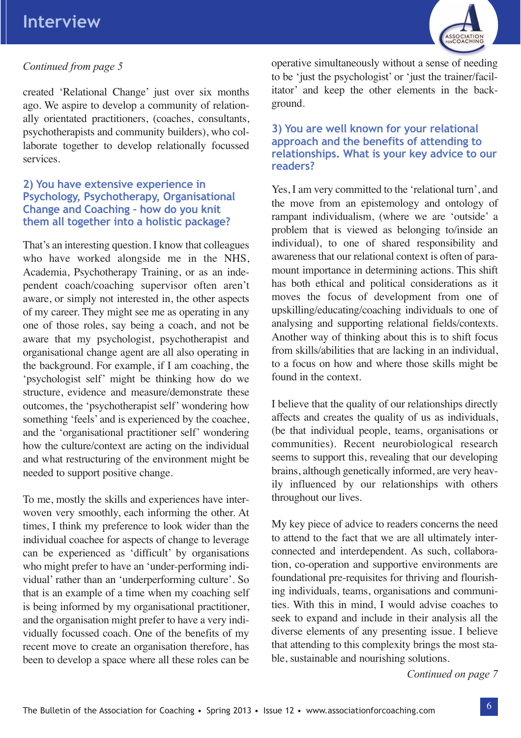*Continued from page 5*

created 'Relational Change' just over six months ago. We aspire to develop a community of relationally orientated practitioners, (coaches, consultants, psychotherapists and community builders), who collaborate together to develop relationally focussed services.

## 2) You have extensive experience in Psychology, Psychotherapy, Organisational Change and Coaching – how do you knit them all together into a holistic package?

That's an interesting question. I know that colleagues who have worked alongside me in the NHS, Academia, Psychotherapy Training, or as an independent coach/coaching supervisor often aren't aware, or simply not interested in, the other aspects of my career. They might see me as operating in any one of those roles, say being a coach, and not be aware that my psychologist, psychotherapist and organisational change agent are all also operating in the background. For example, if I am coaching, the 'psychologist self' might be thinking how do we structure, evidence and measure/demonstrate these outcomes, the 'psychotherapist self' wondering how something 'feels' and is experienced by the coachee, and the 'organisational practitioner self' wondering how the culture/context are acting on the individual and what restructuring of the environment might be needed to support positive change.

To me, mostly the skills and experiences have interwoven very smoothly, each informing the other. At times, I think my preference to look wider than the individual coachee for aspects of change to leverage can be experienced as 'difficult' by organisations who might prefer to have an 'under-performing individual' rather than an 'underperforming culture'. So that is an example of a time when my coaching self is being informed by my organisational practitioner, and the organisation might prefer to have a very individually focussed coach. One of the benefits of my recent move to create an organisation therefore, has been to develop a space where all these roles can be operative simultaneously without a sense of needing to be 'just the psychologist' or 'just the trainer/facilitator' and keep the other elements in the background.

## 3) You are well known for your relational approach and the benefits of attending to relationships. What is your key advice to our readers?

Yes, I am very committed to the 'relational turn', and the move from an epistemology and ontology of rampant individualism, (where we are 'outside' a problem that is viewed as belonging to/inside an individual), to one of shared responsibility and awareness that our relational context is often of paramount importance in determining actions. This shift has both ethical and political considerations as it moves the focus of development from one of upskilling/educating/coaching individuals to one of analysing and supporting relational fields/contexts. Another way of thinking about this is to shift focus from skills/abilities that are lacking in an individual, to a focus on how and where those skills might be found in the context.

I believe that the quality of our relationships directly affects and creates the quality of us as individuals, (be that individual people, teams, organisations or communities). Recent neurobiological research seems to support this, revealing that our developing brains, although genetically informed, are very heavily influenced by our relationships with others throughout our lives.

My key piece of advice to readers concerns the need to attend to the fact that we are all ultimately interconnected and interdependent. As such, collaboration, co-operation and supportive environments are foundational pre-requisites for thriving and flourishing individuals, teams, organisations and communities. With this in mind, I would advise coaches to seek to expand and include in their analysis all the diverse elements of any presenting issue. I believe that attending to this complexity brings the most stable, sustainable and nourishing solutions.

*Continued on page 7*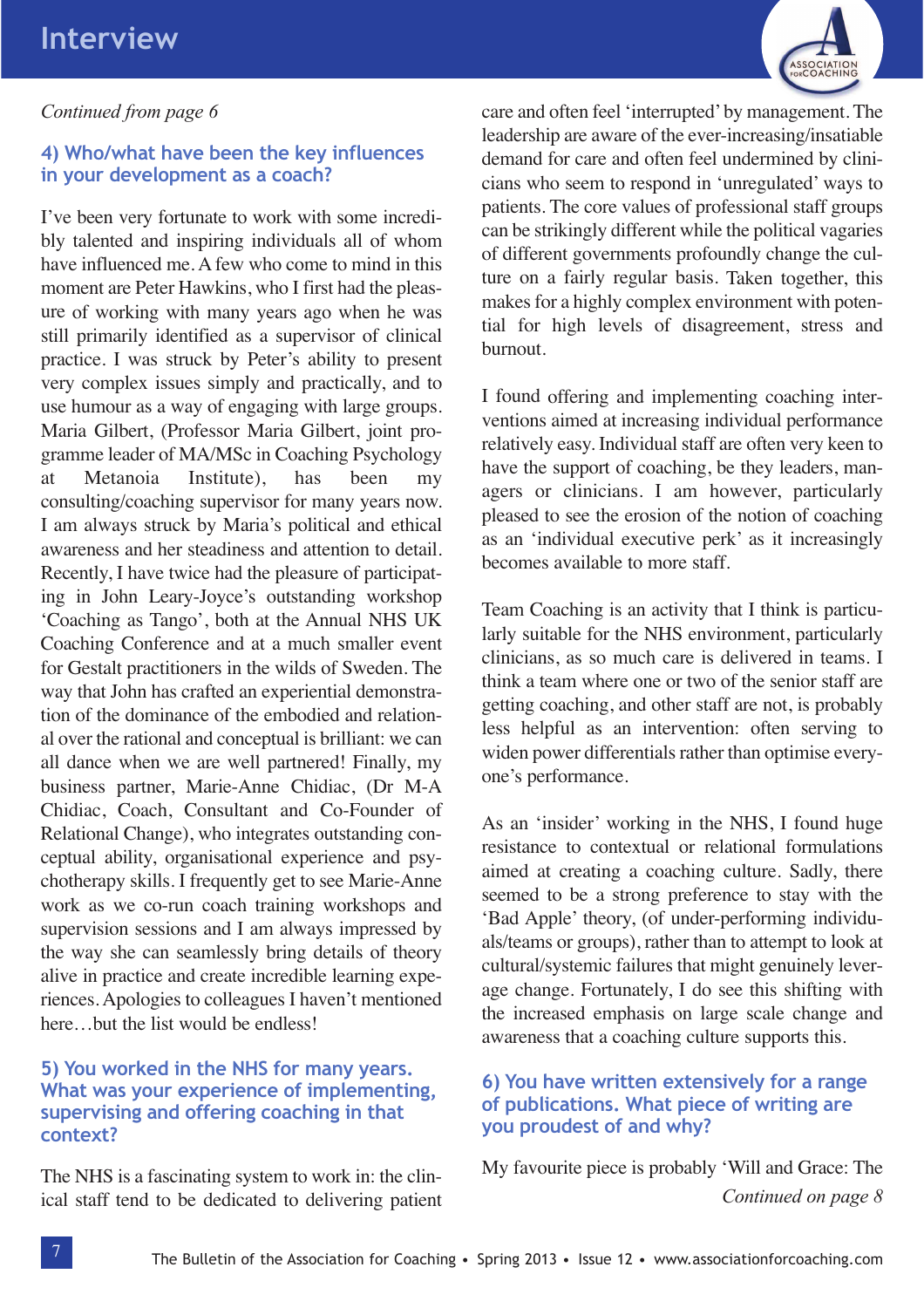*Continued from page 6*

## 4) Who/what have been the key influences in your development as a coach?

I've been very fortunate to work with some incredibly talented and inspiring individuals all of whom have influenced me. A few who come to mind in this moment are Peter Hawkins, who I first had the pleasure of working with many years ago when he was still primarily identified as a supervisor of clinical practice. I was struck by Peter's ability to present very complex issues simply and practically, and to use humour as a way of engaging with large groups. Maria Gilbert, (Professor Maria Gilbert, joint programme leader of MA/MSc in Coaching Psychology at Metanoia Institute), has been my consulting/coaching supervisor for many years now. I am always struck by Maria's political and ethical awareness and her steadiness and attention to detail. Recently, I have twice had the pleasure of participating in John Leary-Joyce's outstanding workshop 'Coaching as Tango', both at the Annual NHS UK Coaching Conference and at a much smaller event for Gestalt practitioners in the wilds of Sweden. The way that John has crafted an experiential demonstration of the dominance of the embodied and relational over the rational and conceptual is brilliant: we can all dance when we are well partnered! Finally, my business partner, Marie-Anne Chidiac, (Dr M-A Chidiac, Coach, Consultant and Co-Founder of Relational Change), who integrates outstanding conceptual ability, organisational experience and psychotherapy skills. I frequently get to see Marie-Anne work as we co-run coach training workshops and supervision sessions and I am always impressed by the way she can seamlessly bring details of theory alive in practice and create incredible learning experiences. Apologies to colleagues I haven't mentioned here…but the list would be endless!

## 5) You worked in the NHS for many years. What was your experience of implementing, supervising and offering coaching in that context?

The NHS is a fascinating system to work in: the clinical staff tend to be dedicated to delivering patient care and often feel 'interrupted' by management. The leadership are aware of the ever-increasing/insatiable demand for care and often feel undermined by clinicians who seem to respond in 'unregulated' ways to patients. The core values of professional staff groups can be strikingly different while the political vagaries of different governments profoundly change the culture on a fairly regular basis. Taken together, this makes for a highly complex environment with potential for high levels of disagreement, stress and burnout.

I found offering and implementing coaching interventions aimed at increasing individual performance relatively easy. Individual staff are often very keen to have the support of coaching, be they leaders, managers or clinicians. I am however, particularly pleased to see the erosion of the notion of coaching as an 'individual executive perk' as it increasingly becomes available to more staff.

Team Coaching is an activity that I think is particularly suitable for the NHS environment, particularly clinicians, as so much care is delivered in teams. I think a team where one or two of the senior staff are getting coaching, and other staff are not, is probably less helpful as an intervention: often serving to widen power differentials rather than optimise everyone's performance.

As an 'insider' working in the NHS, I found huge resistance to contextual or relational formulations aimed at creating a coaching culture. Sadly, there seemed to be a strong preference to stay with the 'Bad Apple' theory, (of under-performing individuals/teams or groups), rather than to attempt to look at cultural/systemic failures that might genuinely leverage change. Fortunately, I do see this shifting with the increased emphasis on large scale change and awareness that a coaching culture supports this.

## 6) You have written extensively for a range of publications. What piece of writing are you proudest of and why?

My favourite piece is probably 'Will and Grace: The

*Continued on page 8*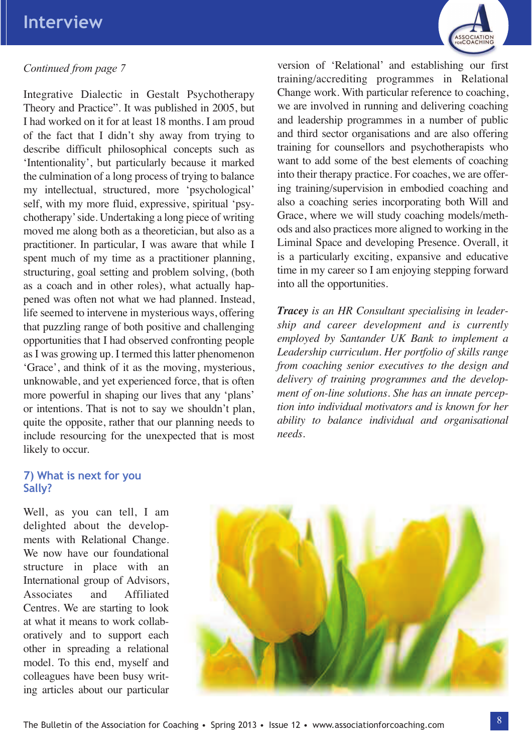*Continued from page 7*

Integrative Dialectic in Gestalt Psychotherapy Theory and Practice". It was published in 2005, but I had worked on it for at least 18 months. I am proud of the fact that I didn't shy away from trying to describe difficult philosophical concepts such as 'Intentionality', but particularly because it marked the culmination of a long process of trying to balance my intellectual, structured, more 'psychological' self, with my more fluid, expressive, spiritual 'psychotherapy' side. Undertaking a long piece of writing moved me along both as a theoretician, but also as a practitioner. In particular, I was aware that while I spent much of my time as a practitioner planning, structuring, goal setting and problem solving, (both as a coach and in other roles), what actually happened was often not what we had planned. Instead, life seemed to intervene in mysterious ways, offering that puzzling range of both positive and challenging opportunities that I had observed confronting people as I was growing up. I termed this latter phenomenon 'Grace', and think of it as the moving, mysterious, unknowable, and yet experienced force, that is often more powerful in shaping our lives that any 'plans' or intentions. That is not to say we shouldn't plan, quite the opposite, rather that our planning needs to include resourcing for the unexpected that is most likely to occur.

## 7) What is next for you Sally?

Well, as you can tell, I am delighted about the developments with Relational Change. We now have our foundational structure in place with an International group of Advisors, Associates and Affiliated Centres. We are starting to look at what it means to work collaboratively and to support each other in spreading a relational model. To this end, myself and colleagues have been busy writing articles about our particular version of 'Relational' and establishing our first training/accrediting programmes in Relational Change work. With particular reference to coaching, we are involved in running and delivering coaching and leadership programmes in a number of public and third sector organisations and are also offering training for counsellors and psychotherapists who want to add some of the best elements of coaching into their therapy practice. For coaches, we are offering training/supervision in embodied coaching and also a coaching series incorporating both Will and Grace, where we will study coaching models/methods and also practices more aligned to working in the Liminal Space and developing Presence. Overall, it is a particularly exciting, expansive and educative time in my career so I am enjoying stepping forward into all the opportunities.

***Tracey** is an HR Consultant specialising in leadership and career development and is currently employed by Santander UK Bank to implement a Leadership curriculum. Her portfolio of skills range from coaching senior executives to the design and delivery of training programmes and the development of on-line solutions. She has an innate perception into individual motivators and is known for her ability to balance individual and organisational needs.*